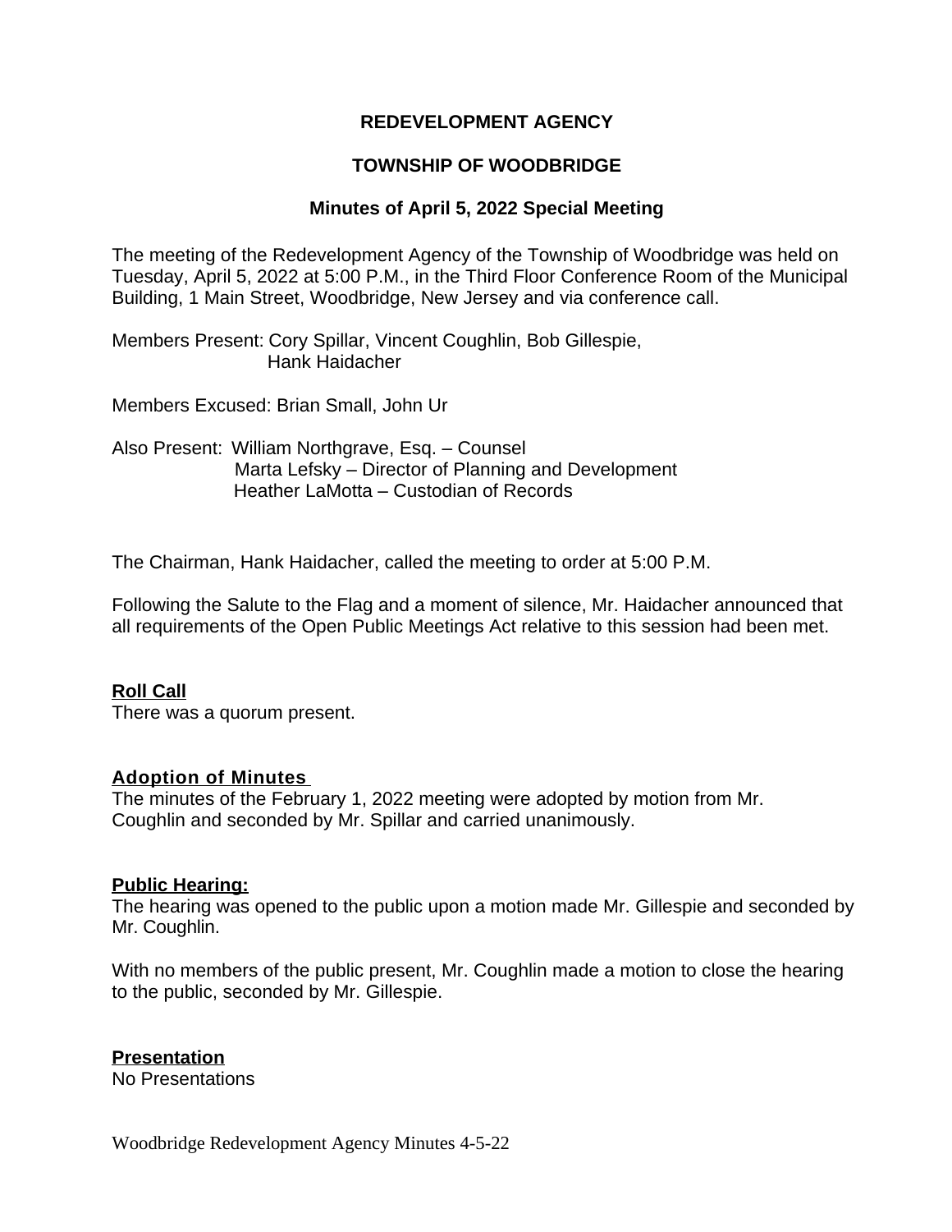# REDEVELOPMENT AGENCY

## TOWNSHIP OF WOODBRIDGE

### Minutes of April 5, 2022 Special Meeting

The meeting of the Redevelopment Agency of the Township of Woodbridge was held on Tuesday, April 5, 2022 at 5:00 P.M., in the Third Floor Conference Room of the Municipal Building, 1 Main Street, Woodbridge, New Jersey and via conference call.

Members Present: Cory Spillar, Vincent Coughlin, Bob Gillespie, Hank Haidacher

Members Excused: Brian Small, John Ur

Also Present: William Northgrave, Esq. – Counsel
Marta Lefsky – Director of Planning and Development
Heather LaMotta – Custodian of Records

The Chairman, Hank Haidacher, called the meeting to order at 5:00 P.M.

Following the Salute to the Flag and a moment of silence, Mr. Haidacher announced that all requirements of the Open Public Meetings Act relative to this session had been met.

**Roll Call**
There was a quorum present.

**Adoption of Minutes**
The minutes of the February 1, 2022 meeting were adopted by motion from Mr. Coughlin and seconded by Mr. Spillar and carried unanimously.

**Public Hearing:**
The hearing was opened to the public upon a motion made Mr. Gillespie and seconded by Mr. Coughlin.

With no members of the public present, Mr. Coughlin made a motion to close the hearing to the public, seconded by Mr. Gillespie.

**Presentation**
No Presentations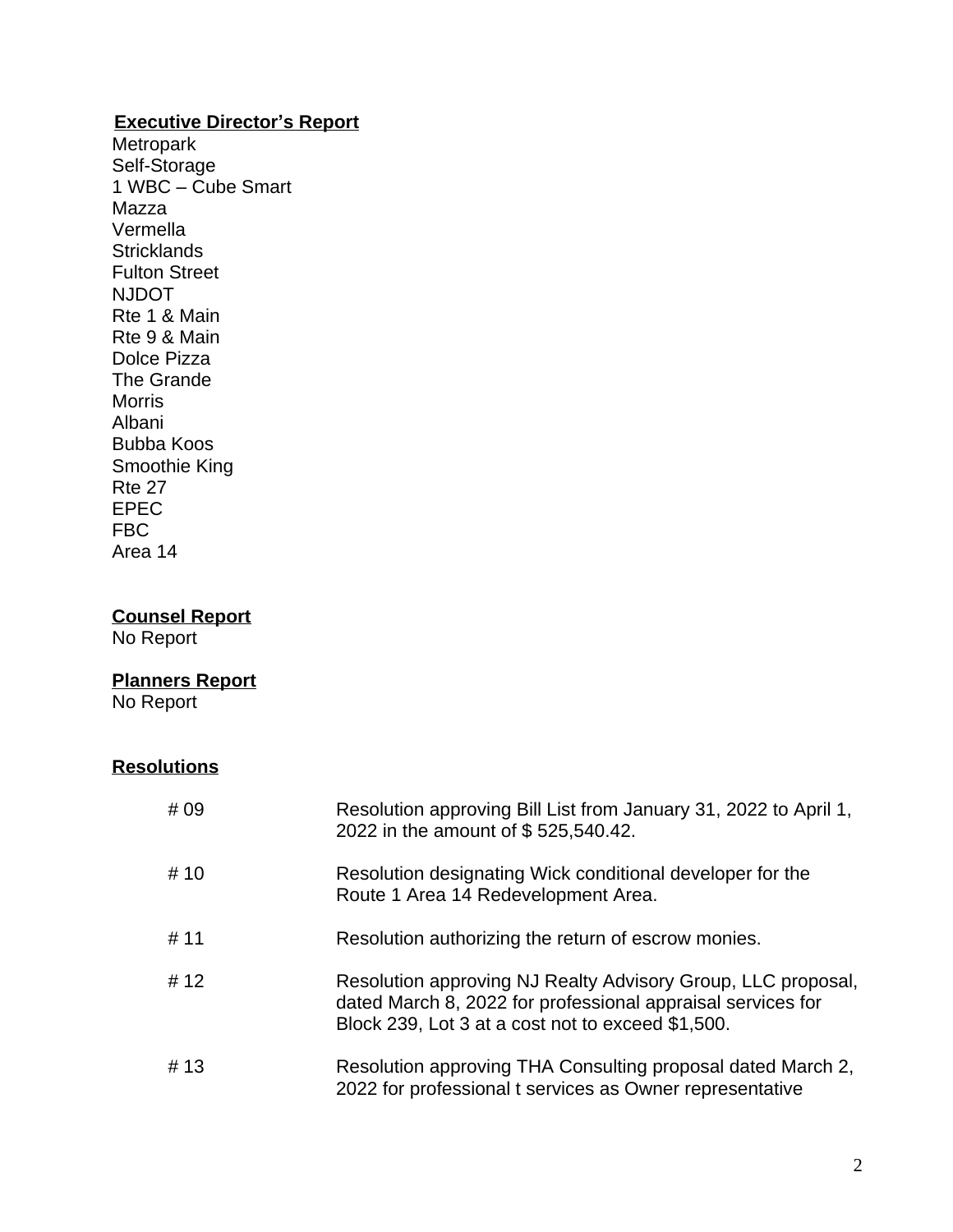**Executive Director's Report**

Metropark
Self-Storage
1 WBC – Cube Smart
Mazza
Vermella
Stricklands
Fulton Street
NJDOT
Rte 1 & Main
Rte 9 & Main
Dolce Pizza
The Grande
Morris
Albani
Bubba Koos
Smoothie King
Rte 27
EPEC
FBC
Area 14

**Counsel Report**

No Report

**Planners Report**

No Report

**Resolutions**

| | |
|---|---|
| # 09 | Resolution approving Bill List from January 31, 2022 to April 1, 2022 in the amount of $ 525,540.42. |
| # 10 | Resolution designating Wick conditional developer for the Route 1 Area 14 Redevelopment Area. |
| # 11 | Resolution authorizing the return of escrow monies. |
| # 12 | Resolution approving NJ Realty Advisory Group, LLC proposal, dated March 8, 2022 for professional appraisal services for Block 239, Lot 3 at a cost not to exceed $1,500. |
| # 13 | Resolution approving THA Consulting proposal dated March 2, 2022 for professional t services as Owner representative |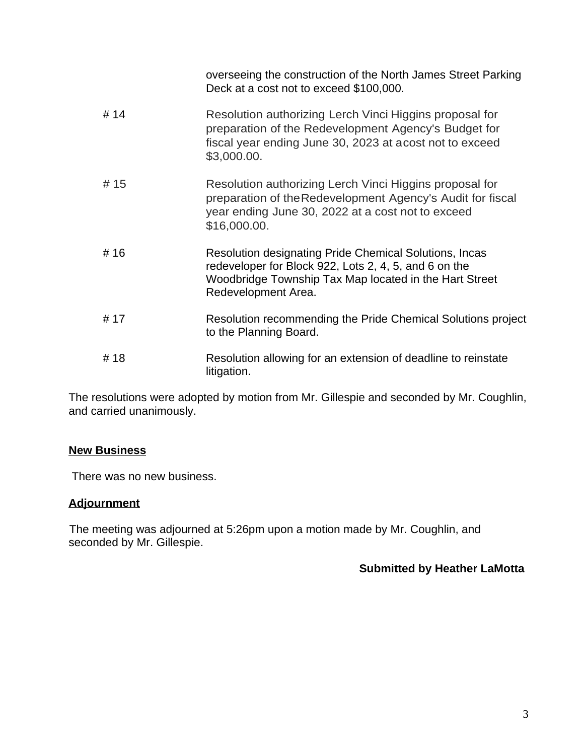overseeing the construction of the North James Street Parking Deck at a cost not to exceed $100,000.

| | |
|---|---|
| # 14 | Resolution authorizing Lerch Vinci Higgins proposal for preparation of the Redevelopment Agency's Budget for fiscal year ending June 30, 2023 at acost not to exceed $3,000.00. |
| # 15 | Resolution authorizing Lerch Vinci Higgins proposal for preparation of theRedevelopment Agency's Audit for fiscal year ending June 30, 2022 at a cost not to exceed $16,000.00. |
| # 16 | Resolution designating Pride Chemical Solutions, Incas redeveloper for Block 922, Lots 2, 4, 5, and 6 on the Woodbridge Township Tax Map located in the Hart Street Redevelopment Area. |
| # 17 | Resolution recommending the Pride Chemical Solutions project to the Planning Board. |
| # 18 | Resolution allowing for an extension of deadline to reinstate litigation. |

The resolutions were adopted by motion from Mr. Gillespie and seconded by Mr. Coughlin, and carried unanimously.

**New Business**

There was no new business.

**Adjournment**

The meeting was adjourned at 5:26pm upon a motion made by Mr. Coughlin, and seconded by Mr. Gillespie.

**Submitted by Heather LaMotta**